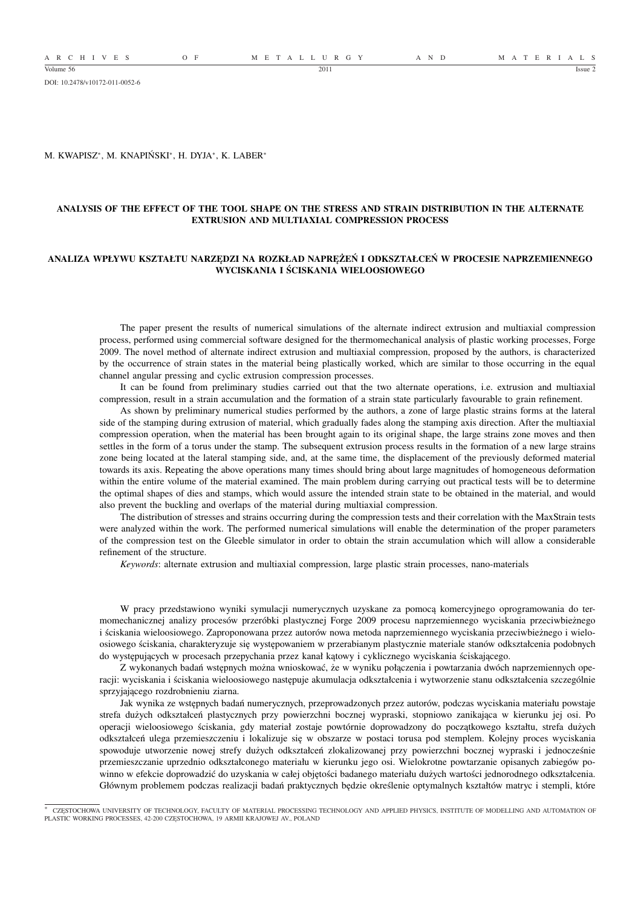DOI: 10.2478/v10172-011-0052-6

M. KWAPISZ[*], M. KNAPIŃSKI[*], H. DYJA[*], K. LABER[*]

# ANALYSIS OF THE EFFECT OF THE TOOL SHAPE ON THE STRESS AND STRAIN DISTRIBUTION IN THE ALTERNATE EXTRUSION AND MULTIAXIAL COMPRESSION PROCESS

# ANALIZA WPŁYWU KSZTAŁTU NARZĘDZI NA ROZKŁAD NAPRĘŻEŃ I ODKSZTAŁCEŃ W PROCESIE NAPRZEMIENNEGO WYCISKANIA I ŚCISKANIA WIELOOSIOWEGO

The paper present the results of numerical simulations of the alternate indirect extrusion and multiaxial compression process, performed using commercial software designed for the thermomechanical analysis of plastic working processes, Forge 2009. The novel method of alternate indirect extrusion and multiaxial compression, proposed by the authors, is characterized by the occurrence of strain states in the material being plastically worked, which are similar to those occurring in the equal channel angular pressing and cyclic extrusion compression processes.

It can be found from preliminary studies carried out that the two alternate operations, i.e. extrusion and multiaxial compression, result in a strain accumulation and the formation of a strain state particularly favourable to grain refinement.

As shown by preliminary numerical studies performed by the authors, a zone of large plastic strains forms at the lateral side of the stamping during extrusion of material, which gradually fades along the stamping axis direction. After the multiaxial compression operation, when the material has been brought again to its original shape, the large strains zone moves and then settles in the form of a torus under the stamp. The subsequent extrusion process results in the formation of a new large strains zone being located at the lateral stamping side, and, at the same time, the displacement of the previously deformed material towards its axis. Repeating the above operations many times should bring about large magnitudes of homogeneous deformation within the entire volume of the material examined. The main problem during carrying out practical tests will be to determine the optimal shapes of dies and stamps, which would assure the intended strain state to be obtained in the material, and would also prevent the buckling and overlaps of the material during multiaxial compression.

The distribution of stresses and strains occurring during the compression tests and their correlation with the MaxStrain tests were analyzed within the work. The performed numerical simulations will enable the determination of the proper parameters of the compression test on the Gleeble simulator in order to obtain the strain accumulation which will allow a considerable refinement of the structure.

*Keywords*: alternate extrusion and multiaxial compression, large plastic strain processes, nano-materials

W pracy przedstawiono wyniki symulacji numerycznych uzyskane za pomocą komercyjnego oprogramowania do termomechanicznej analizy procesów przeróbki plastycznej Forge 2009 procesu naprzemiennego wyciskania przeciwbieżnego i ściskania wieloosiowego. Zaproponowana przez autorów nowa metoda naprzemiennego wyciskania przeciwbieżnego i wieloosiowego ściskania, charakteryzuje się występowaniem w przerabianym plastycznie materiale stanów odkształcenia podobnych do występujących w procesach przepychania przez kanał kątowy i cyklicznego wyciskania ściskającego.

Z wykonanych badań wstępnych można wnioskować, że w wyniku połączenia i powtarzania dwóch naprzemiennych operacji: wyciskania i ściskania wieloosiowego następuje akumulacja odkształcenia i wytworzenie stanu odkształcenia szczególnie sprzyjającego rozdrobnieniu ziarna.

Jak wynika ze wstępnych badań numerycznych, przeprowadzonych przez autorów, podczas wyciskania materiału powstaje strefa dużych odkształceń plastycznych przy powierzchni bocznej wypraski, stopniowo zanikająca w kierunku jej osi. Po operacji wieloosiowego ściskania, gdy materiał zostaje powtórnie doprowadzony do początkowego kształtu, strefa dużych odkształceń ulega przemieszczeniu i lokalizuje się w obszarze w postaci torusa pod stemplem. Kolejny proces wyciskania spowoduje utworzenie nowej strefy dużych odkształceń zlokalizowanej przy powierzchni bocznej wypraski i jednocześnie przemieszczanie uprzednio odkształconego materiału w kierunku jego osi. Wielokrotne powtarzanie opisanych zabiegów powinno w efekcie doprowadzić do uzyskania w całej objętości badanego materiału dużych wartości jednorodnego odkształcenia. Głównym problemem podczas realizacji badań praktycznych będzie określenie optymalnych kształtów matryc i stempli, które

[*] CZĘSTOCHOWA UNIVERSITY OF TECHNOLOGY, FACULTY OF MATERIAL PROCESSING TECHNOLOGY AND APPLIED PHYSICS, INSTITUTE OF MODELLING AND AUTOMATION OF PLASTIC WORKING PROCESSES, 42-200 CZĘSTOCHOWA, 19 ARMII KRAJOWEJ AV., POLAND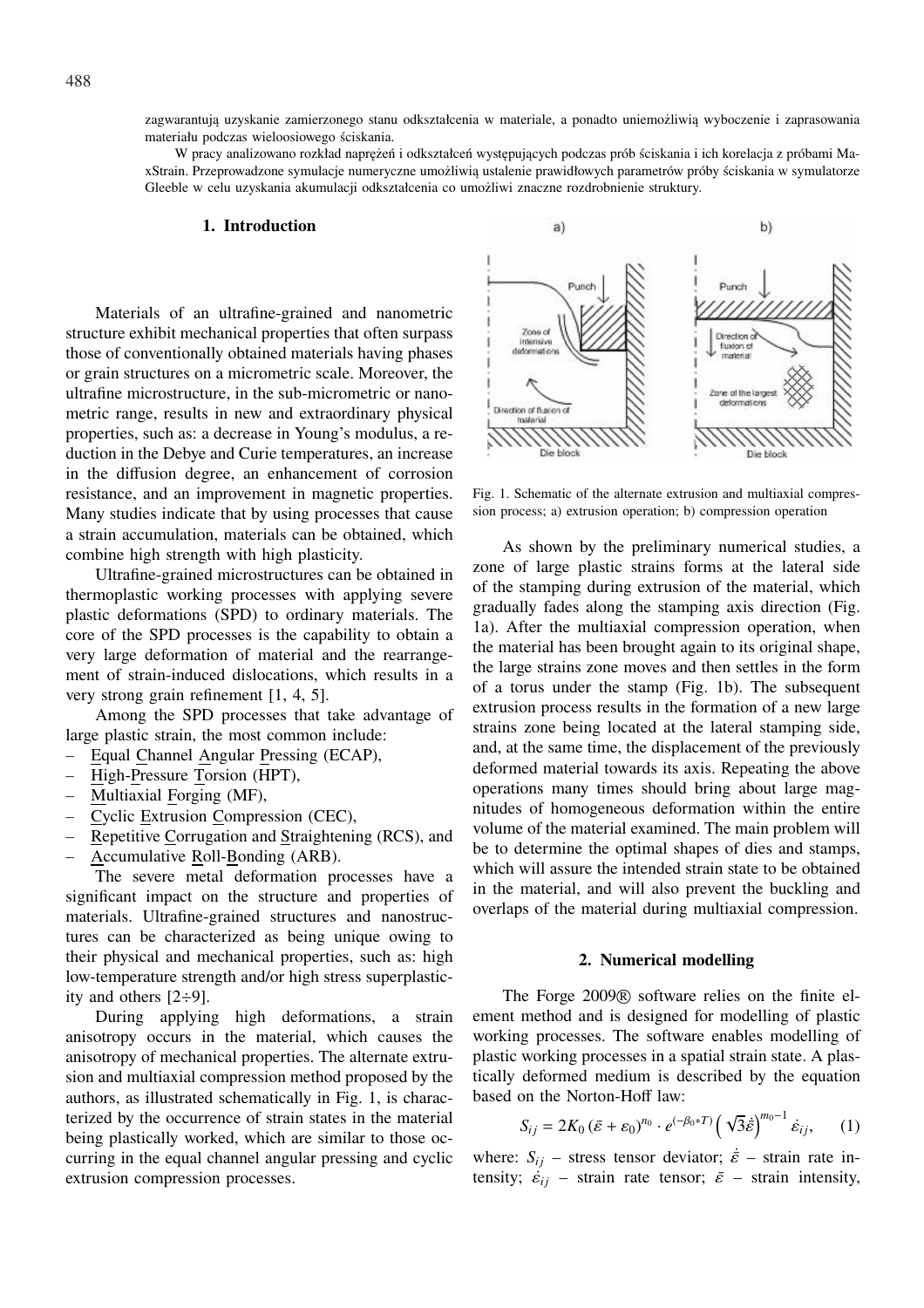zagwarantują uzyskanie zamierzonego stanu odkształcenia w materiale, a ponadto uniemożliwią wyboczenie i zaprasowania materiału podczas wieloosiowego ściskania.

W pracy analizowano rozkład naprężeń i odkształceń występujących podczas prób ściskania i ich korelacja z próbami MaxStrain. Przeprowadzone symulacje numeryczne umożliwią ustalenie prawidłowych parametrów próby ściskania w symulatorze Gleeble w celu uzyskania akumulacji odkształcenia co umożliwi znaczne rozdrobnienie struktury.

## 1. Introduction

Materials of an ultrafine-grained and nanometric structure exhibit mechanical properties that often surpass those of conventionally obtained materials having phases or grain structures on a micrometric scale. Moreover, the ultrafine microstructure, in the sub-micrometric or nanometric range, results in new and extraordinary physical properties, such as: a decrease in Young's modulus, a reduction in the Debye and Curie temperatures, an increase in the diffusion degree, an enhancement of corrosion resistance, and an improvement in magnetic properties. Many studies indicate that by using processes that cause a strain accumulation, materials can be obtained, which combine high strength with high plasticity.

Ultrafine-grained microstructures can be obtained in thermoplastic working processes with applying severe plastic deformations (SPD) to ordinary materials. The core of the SPD processes is the capability to obtain a very large deformation of material and the rearrangement of strain-induced dislocations, which results in a very strong grain refinement [1, 4, 5].

Among the SPD processes that take advantage of large plastic strain, the most common include:

- Equal Channel Angular Pressing (ECAP),
- High-Pressure Torsion (HPT),
- Multiaxial Forging (MF),
- Cyclic Extrusion Compression (CEC),
- Repetitive Corrugation and Straightening (RCS), and
- Accumulative Roll-Bonding (ARB).

The severe metal deformation processes have a significant impact on the structure and properties of materials. Ultrafine-grained structures and nanostructures can be characterized as being unique owing to their physical and mechanical properties, such as: high low-temperature strength and/or high stress superplasticity and others [2÷9].

During applying high deformations, a strain anisotropy occurs in the material, which causes the anisotropy of mechanical properties. The alternate extrusion and multiaxial compression method proposed by the authors, as illustrated schematically in Fig. 1, is characterized by the occurrence of strain states in the material being plastically worked, which are similar to those occurring in the equal channel angular pressing and cyclic extrusion compression processes.

Fig. 1. Schematic of the alternate extrusion and multiaxial compression process; a) extrusion operation; b) compression operation

As shown by the preliminary numerical studies, a zone of large plastic strains forms at the lateral side of the stamping during extrusion of the material, which gradually fades along the stamping axis direction (Fig. 1a). After the multiaxial compression operation, when the material has been brought again to its original shape, the large strains zone moves and then settles in the form of a torus under the stamp (Fig. 1b). The subsequent extrusion process results in the formation of a new large strains zone being located at the lateral stamping side, and, at the same time, the displacement of the previously deformed material towards its axis. Repeating the above operations many times should bring about large magnitudes of homogeneous deformation within the entire volume of the material examined. The main problem will be to determine the optimal shapes of dies and stamps, which will assure the intended strain state to be obtained in the material, and will also prevent the buckling and overlaps of the material during multiaxial compression.

## 2. Numerical modelling

The Forge 2009® software relies on the finite element method and is designed for modelling of plastic working processes. The software enables modelling of plastic working processes in a spatial strain state. A plastically deformed medium is described by the equation based on the Norton-Hoff law:

$$S_{ij} = 2K_0 \left(\bar{\varepsilon} + \varepsilon_0\right)^{n_0} \cdot e^{(-\beta_0 * T)} \left(\sqrt{3}\dot{\bar{\varepsilon}}\right)^{m_0 - 1} \dot{\varepsilon}_{ij}, \qquad (1)$$

where: $S_{ij}$ – stress tensor deviator; $\dot{\bar{\varepsilon}}$ – strain rate intensity; $\dot{\varepsilon}_{ij}$ – strain rate tensor; $\bar{\varepsilon}$ – strain intensity,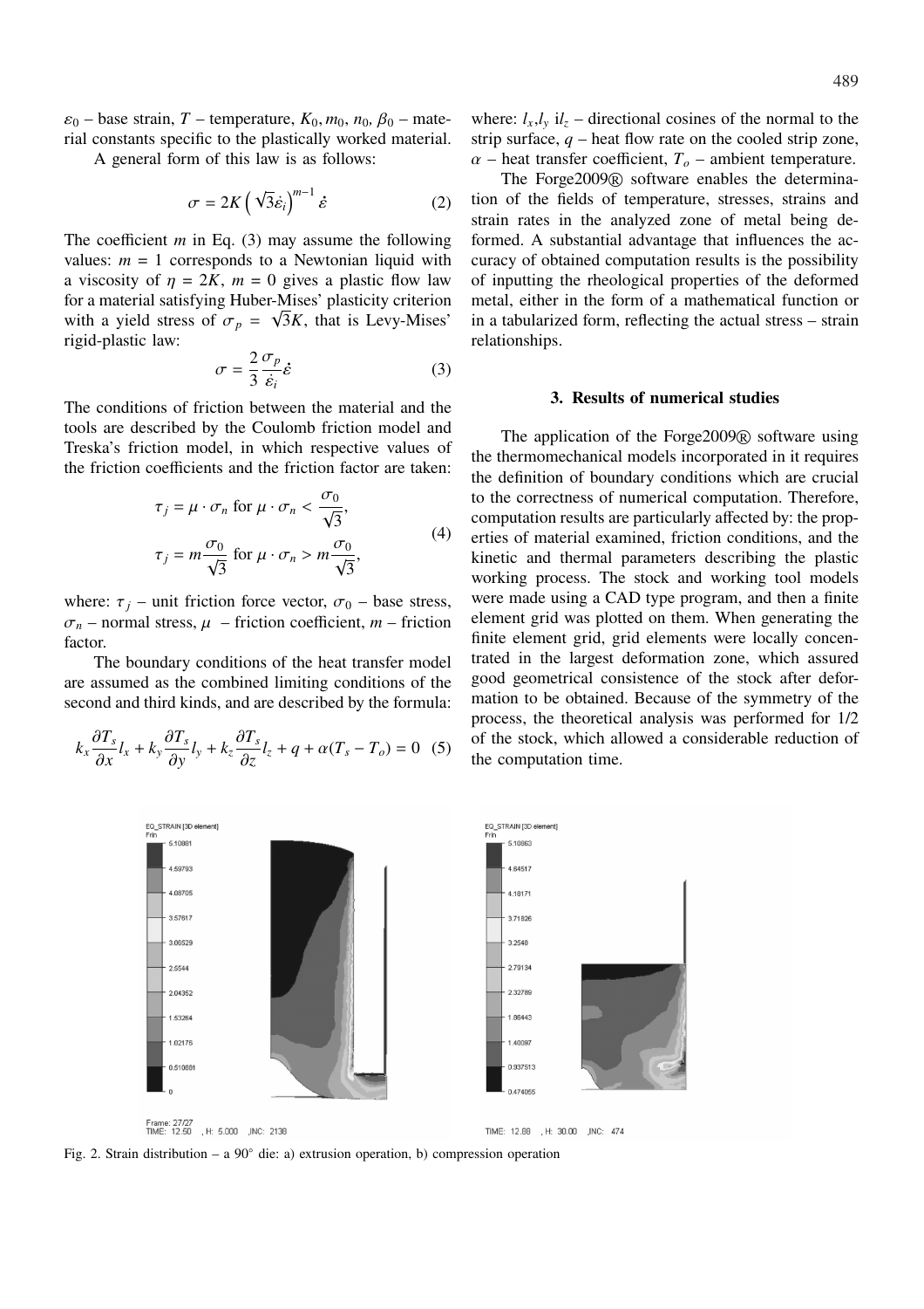$\varepsilon_0$ – base strain, $T$ – temperature, $K_0, m_0, n_0, \beta_0$ – material constants specific to the plastically worked material.

A general form of this law is as follows:

$$\sigma = 2K\left(\sqrt{3}\dot{\varepsilon}_i\right)^{m-1}\dot{\varepsilon} \tag{2}$$

The coefficient $m$ in Eq. (3) may assume the following values: $m = 1$ corresponds to a Newtonian liquid with a viscosity of $\eta = 2K$, $m = 0$ gives a plastic flow law for a material satisfying Huber-Mises' plasticity criterion with a yield stress of $\sigma_p = \sqrt{3}K$, that is Levy-Mises' rigid-plastic law:

$$\sigma = \frac{2}{3}\frac{\sigma_p}{\dot{\varepsilon}_i}\dot{\varepsilon} \tag{3}$$

The conditions of friction between the material and the tools are described by the Coulomb friction model and Treska's friction model, in which respective values of the friction coefficients and the friction factor are taken:

$$\begin{aligned} \tau_j &= \mu \cdot \sigma_n \text{ for } \mu \cdot \sigma_n < \frac{\sigma_0}{\sqrt{3}}, \\ \tau_j &= m\frac{\sigma_0}{\sqrt{3}} \text{ for } \mu \cdot \sigma_n > m\frac{\sigma_0}{\sqrt{3}}, \end{aligned} \tag{4}$$

where: $\tau_j$ – unit friction force vector, $\sigma_0$ – base stress, $\sigma_n$ – normal stress, $\mu$ – friction coefficient, $m$ – friction factor.

The boundary conditions of the heat transfer model are assumed as the combined limiting conditions of the second and third kinds, and are described by the formula:

$$k_x\frac{\partial T_s}{\partial x}l_x + k_y\frac{\partial T_s}{\partial y}l_y + k_z\frac{\partial T_s}{\partial z}l_z + q + \alpha(T_s - T_o) = 0 \tag{5}$$

where: $l_x, l_y$ i$l_z$ – directional cosines of the normal to the strip surface, $q$ – heat flow rate on the cooled strip zone, $\alpha$ – heat transfer coefficient, $T_o$ – ambient temperature.

The Forge2009® software enables the determination of the fields of temperature, stresses, strains and strain rates in the analyzed zone of metal being deformed. A substantial advantage that influences the accuracy of obtained computation results is the possibility of inputting the rheological properties of the deformed metal, either in the form of a mathematical function or in a tabularized form, reflecting the actual stress – strain relationships.

## 3. Results of numerical studies

The application of the Forge2009® software using the thermomechanical models incorporated in it requires the definition of boundary conditions which are crucial to the correctness of numerical computation. Therefore, computation results are particularly affected by: the properties of material examined, friction conditions, and the kinetic and thermal parameters describing the plastic working process. The stock and working tool models were made using a CAD type program, and then a finite element grid was plotted on them. When generating the finite element grid, grid elements were locally concentrated in the largest deformation zone, which assured good geometrical consistence of the stock after deformation to be obtained. Because of the symmetry of the process, the theoretical analysis was performed for 1/2 of the stock, which allowed a considerable reduction of the computation time.

Fig. 2. Strain distribution – a 90° die: a) extrusion operation, b) compression operation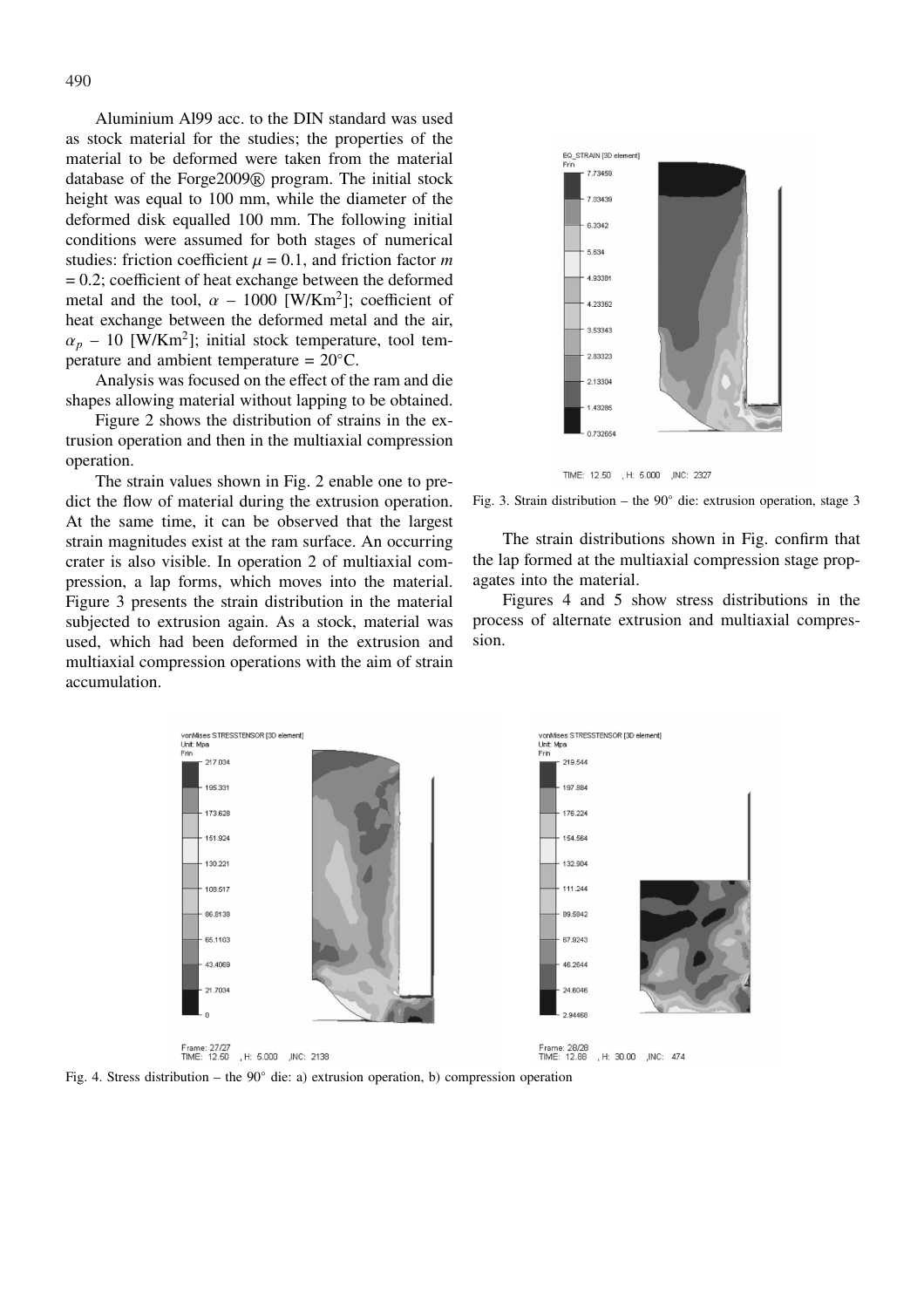Aluminium Al99 acc. to the DIN standard was used as stock material for the studies; the properties of the material to be deformed were taken from the material database of the Forge2009® program. The initial stock height was equal to 100 mm, while the diameter of the deformed disk equalled 100 mm. The following initial conditions were assumed for both stages of numerical studies: friction coefficient $\mu$ = 0.1, and friction factor $m$ = 0.2; coefficient of heat exchange between the deformed metal and the tool, $\alpha$ – 1000 [W/Km$^2$]; coefficient of heat exchange between the deformed metal and the air, $\alpha_p$ – 10 [W/Km$^2$]; initial stock temperature, tool temperature and ambient temperature = 20°C.

Analysis was focused on the effect of the ram and die shapes allowing material without lapping to be obtained.

Figure 2 shows the distribution of strains in the extrusion operation and then in the multiaxial compression operation.

The strain values shown in Fig. 2 enable one to predict the flow of material during the extrusion operation. At the same time, it can be observed that the largest strain magnitudes exist at the ram surface. An occurring crater is also visible. In operation 2 of multiaxial compression, a lap forms, which moves into the material. Figure 3 presents the strain distribution in the material subjected to extrusion again. As a stock, material was used, which had been deformed in the extrusion and multiaxial compression operations with the aim of strain accumulation.

Fig. 3. Strain distribution – the 90° die: extrusion operation, stage 3

The strain distributions shown in Fig. confirm that the lap formed at the multiaxial compression stage propagates into the material.

Figures 4 and 5 show stress distributions in the process of alternate extrusion and multiaxial compression.

Fig. 4. Stress distribution – the 90° die: a) extrusion operation, b) compression operation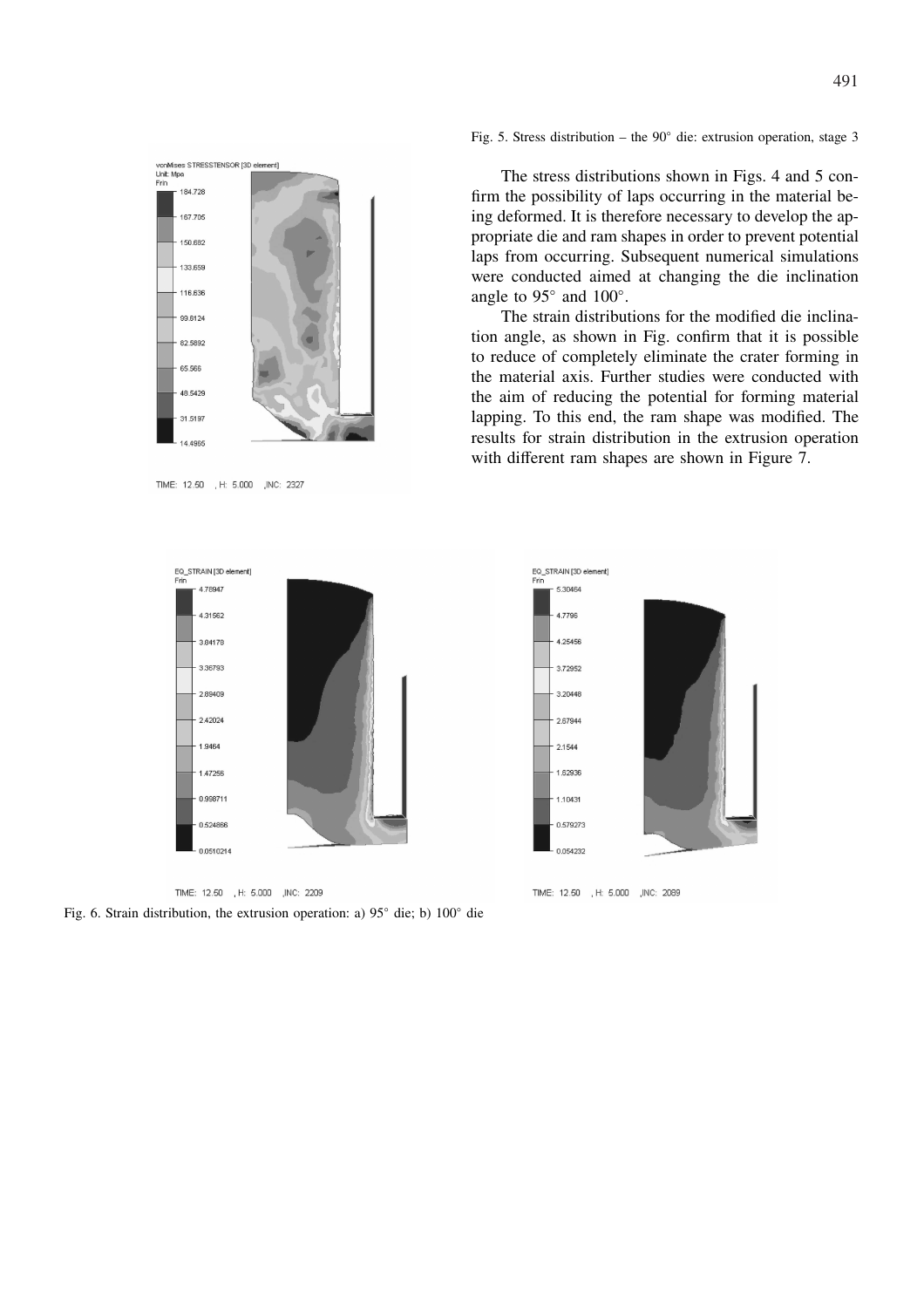Fig. 5. Stress distribution – the 90° die: extrusion operation, stage 3

The stress distributions shown in Figs. 4 and 5 confirm the possibility of laps occurring in the material being deformed. It is therefore necessary to develop the appropriate die and ram shapes in order to prevent potential laps from occurring. Subsequent numerical simulations were conducted aimed at changing the die inclination angle to 95° and 100°.

The strain distributions for the modified die inclination angle, as shown in Fig. confirm that it is possible to reduce of completely eliminate the crater forming in the material axis. Further studies were conducted with the aim of reducing the potential for forming material lapping. To this end, the ram shape was modified. The results for strain distribution in the extrusion operation with different ram shapes are shown in Figure 7.

Fig. 6. Strain distribution, the extrusion operation: a) 95° die; b) 100° die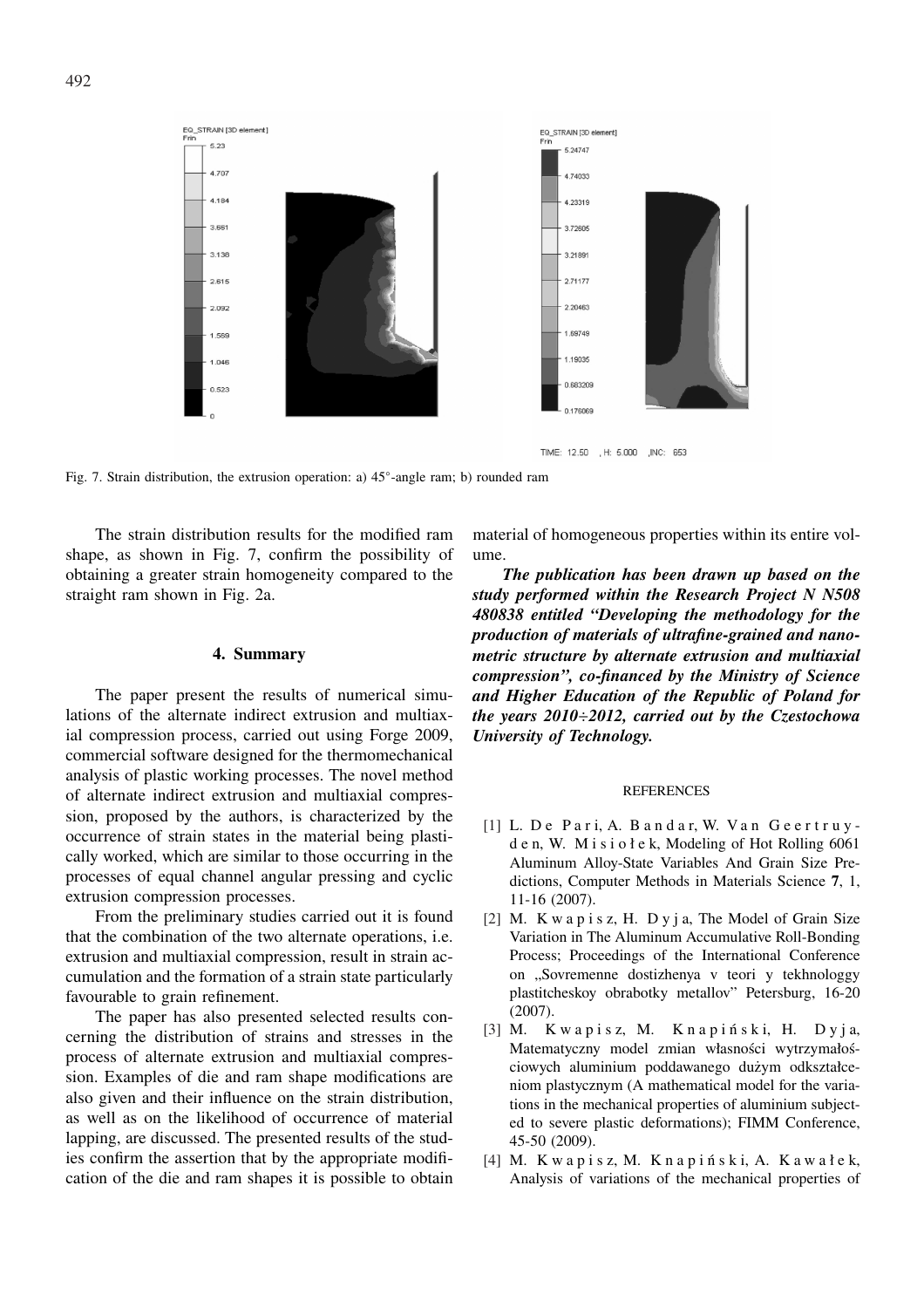Fig. 7. Strain distribution, the extrusion operation: a) 45°-angle ram; b) rounded ram

The strain distribution results for the modified ram shape, as shown in Fig. 7, confirm the possibility of obtaining a greater strain homogeneity compared to the straight ram shown in Fig. 2a.

## 4. Summary

The paper present the results of numerical simulations of the alternate indirect extrusion and multiaxial compression process, carried out using Forge 2009, commercial software designed for the thermomechanical analysis of plastic working processes. The novel method of alternate indirect extrusion and multiaxial compression, proposed by the authors, is characterized by the occurrence of strain states in the material being plastically worked, which are similar to those occurring in the processes of equal channel angular pressing and cyclic extrusion compression processes.

From the preliminary studies carried out it is found that the combination of the two alternate operations, i.e. extrusion and multiaxial compression, result in strain accumulation and the formation of a strain state particularly favourable to grain refinement.

The paper has also presented selected results concerning the distribution of strains and stresses in the process of alternate extrusion and multiaxial compression. Examples of die and ram shape modifications are also given and their influence on the strain distribution, as well as on the likelihood of occurrence of material lapping, are discussed. The presented results of the studies confirm the assertion that by the appropriate modification of the die and ram shapes it is possible to obtain material of homogeneous properties within its entire volume.

***The publication has been drawn up based on the study performed within the Research Project N N508 480838 entitled "Developing the methodology for the production of materials of ultrafine-grained and nanometric structure by alternate extrusion and multiaxial compression", co-financed by the Ministry of Science and Higher Education of the Republic of Poland for the years 2010÷2012, carried out by the Czestochowa University of Technology.***

REFERENCES

[1] L. De Pari, A. Bandar, W. Van Geertruyden, W. Misiołek, Modeling of Hot Rolling 6061 Aluminum Alloy-State Variables And Grain Size Predictions, Computer Methods in Materials Science **7**, 1, 11-16 (2007).

[2] M. Kwapisz, H. Dyja, The Model of Grain Size Variation in The Aluminum Accumulative Roll-Bonding Process; Proceedings of the International Conference on „Sovremenne dostizhenya v teori y tekhnologgy plastitcheskoy obrabotky metallov" Petersburg, 16-20 (2007).

[3] M. Kwapisz, M. Knapiński, H. Dyja, Matematyczny model zmian własności wytrzymałościowych aluminium poddawanego dużym odkształceniom plastycznym (A mathematical model for the variations in the mechanical properties of aluminium subjected to severe plastic deformations); FIMM Conference, 45-50 (2009).

[4] M. Kwapisz, M. Knapiński, A. Kawałek, Analysis of variations of the mechanical properties of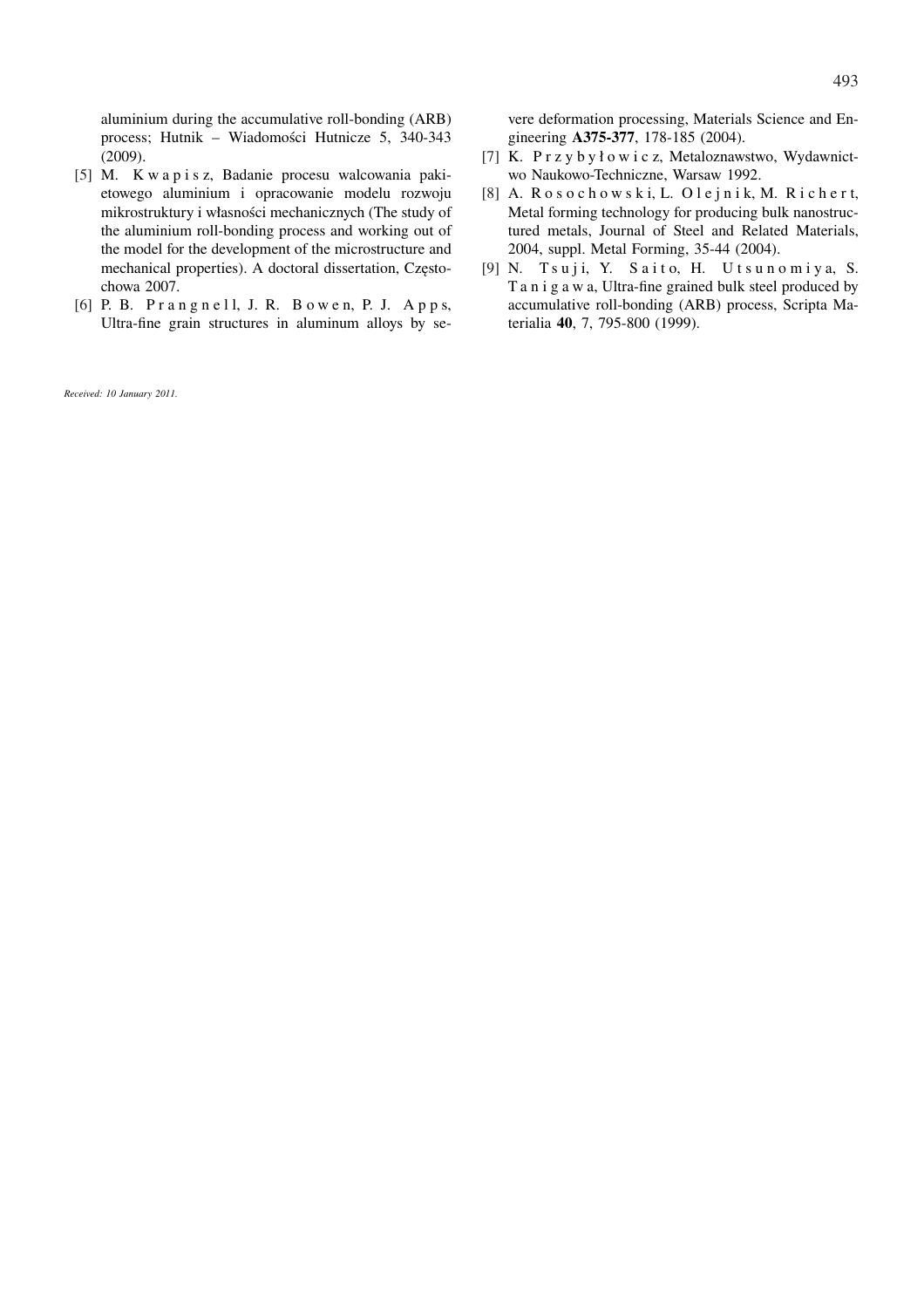aluminium during the accumulative roll-bonding (ARB) process; Hutnik – Wiadomości Hutnicze 5, 340-343 (2009).

[5] M. K w a p i s z, Badanie procesu walcowania pakietowego aluminium i opracowanie modelu rozwoju mikrostruktury i własności mechanicznych (The study of the aluminium roll-bonding process and working out of the model for the development of the microstructure and mechanical properties). A doctoral dissertation, Częstochowa 2007.

[6] P. B. P r a n g n e l l, J. R. B o w e n, P. J. A p p s, Ultra-fine grain structures in aluminum alloys by severe deformation processing, Materials Science and Engineering **A375-377**, 178-185 (2004).

[7] K. P r z y b y ł o w i c z, Metaloznawstwo, Wydawnictwo Naukowo-Techniczne, Warsaw 1992.

[8] A. R o s o c h o w s k i, L. O l e j n i k, M. R i c h e r t, Metal forming technology for producing bulk nanostructured metals, Journal of Steel and Related Materials, 2004, suppl. Metal Forming, 35-44 (2004).

[9] N. T s u j i, Y. S a i t o, H. U t s u n o m i y a, S. T a n i g a w a, Ultra-fine grained bulk steel produced by accumulative roll-bonding (ARB) process, Scripta Materialia **40**, 7, 795-800 (1999).

*Received: 10 January 2011.*